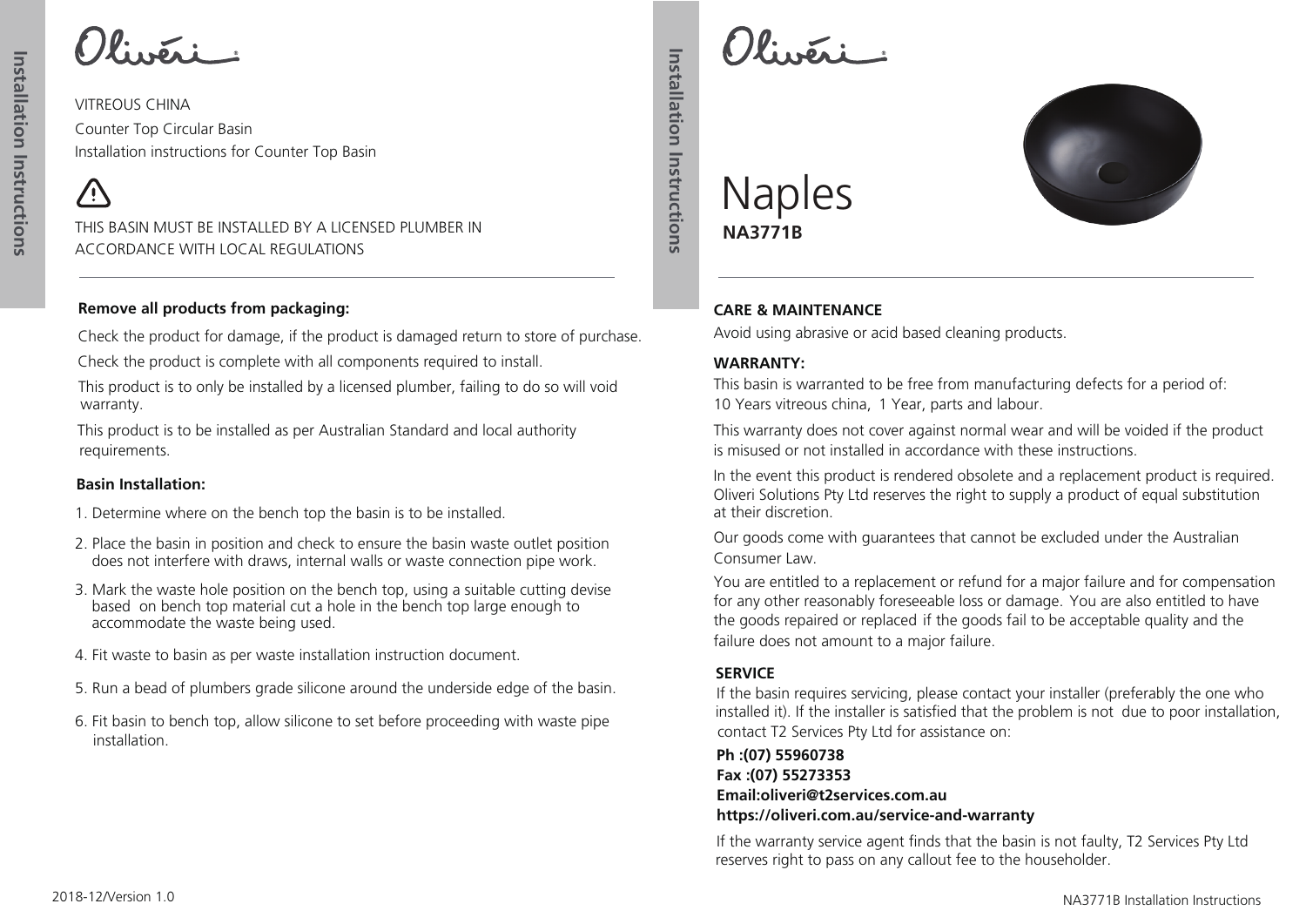VITREOUS CHINA

Counter Top Circular Basin

Installation instructions for Counter Top Basin

⚠

THIS BASIN MUST BE INSTALLED BY A LICENSED PLUMBER IN ACCORDANCE WITH LOCAL REGULATIONS

---

**Remove all products from packaging:**

Check the product for damage, if the product is damaged return to store of purchase.

Check the product is complete with all components required to install.

This product is to only be installed by a licensed plumber, failing to do so will void warranty.

This product is to be installed as per Australian Standard and local authority requirements.

**Basin Installation:**

1. Determine where on the bench top the basin is to be installed.
2. Place the basin in position and check to ensure the basin waste outlet position does not interfere with draws, internal walls or waste connection pipe work.
3. Mark the waste hole position on the bench top, using a suitable cutting devise based on bench top material cut a hole in the bench top large enough to accommodate the waste being used.
4. Fit waste to basin as per waste installation instruction document.
5. Run a bead of plumbers grade silicone around the underside edge of the basin.
6. Fit basin to bench top, allow silicone to set before proceeding with waste pipe installation.

2018-12/Version 1.0

# Naples

**NA3771B**

---

**CARE & MAINTENANCE**

Avoid using abrasive or acid based cleaning products.

**WARRANTY:**

This basin is warranted to be free from manufacturing defects for a period of:
10 Years vitreous china, 1 Year, parts and labour.

This warranty does not cover against normal wear and will be voided if the product is misused or not installed in accordance with these instructions.

In the event this product is rendered obsolete and a replacement product is required. Oliveri Solutions Pty Ltd reserves the right to supply a product of equal substitution at their discretion.

Our goods come with guarantees that cannot be excluded under the Australian Consumer Law.

You are entitled to a replacement or refund for a major failure and for compensation for any other reasonably foreseeable loss or damage. You are also entitled to have the goods repaired or replaced if the goods fail to be acceptable quality and the failure does not amount to a major failure.

**SERVICE**

If the basin requires servicing, please contact your installer (preferably the one who installed it). If the installer is satisfied that the problem is not due to poor installation, contact T2 Services Pty Ltd for assistance on:

**Ph :(07) 55960738**
**Fax :(07) 55273353**
**Email:oliveri@t2services.com.au**
**https://oliveri.com.au/service-and-warranty**

If the warranty service agent finds that the basin is not faulty, T2 Services Pty Ltd reserves right to pass on any callout fee to the householder.

NA3771B Installation Instructions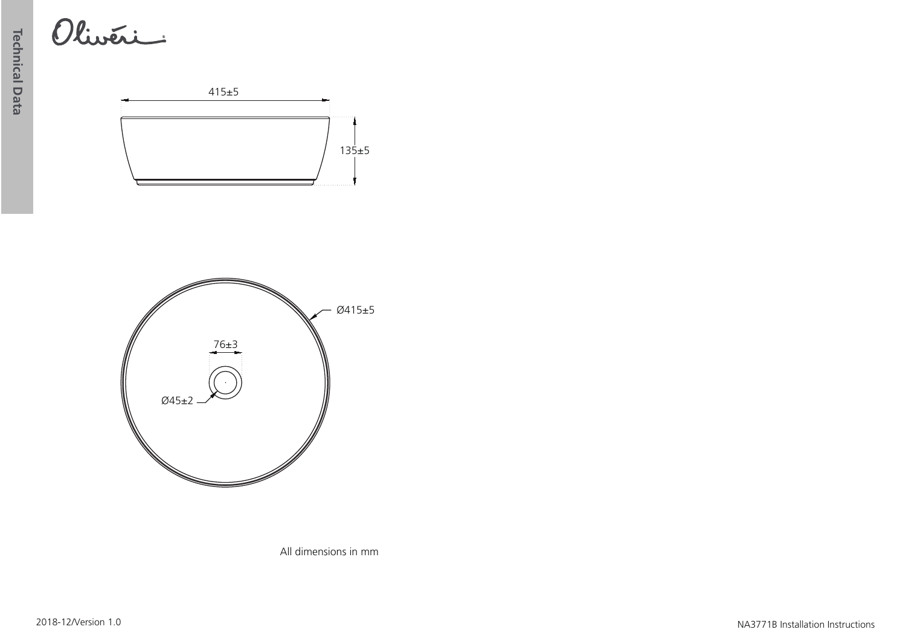# Technical Data

415±5

135±5

Ø415±5

76±3

Ø45±2

All dimensions in mm

2018-12/Version 1.0

NA3771B Installation Instructions